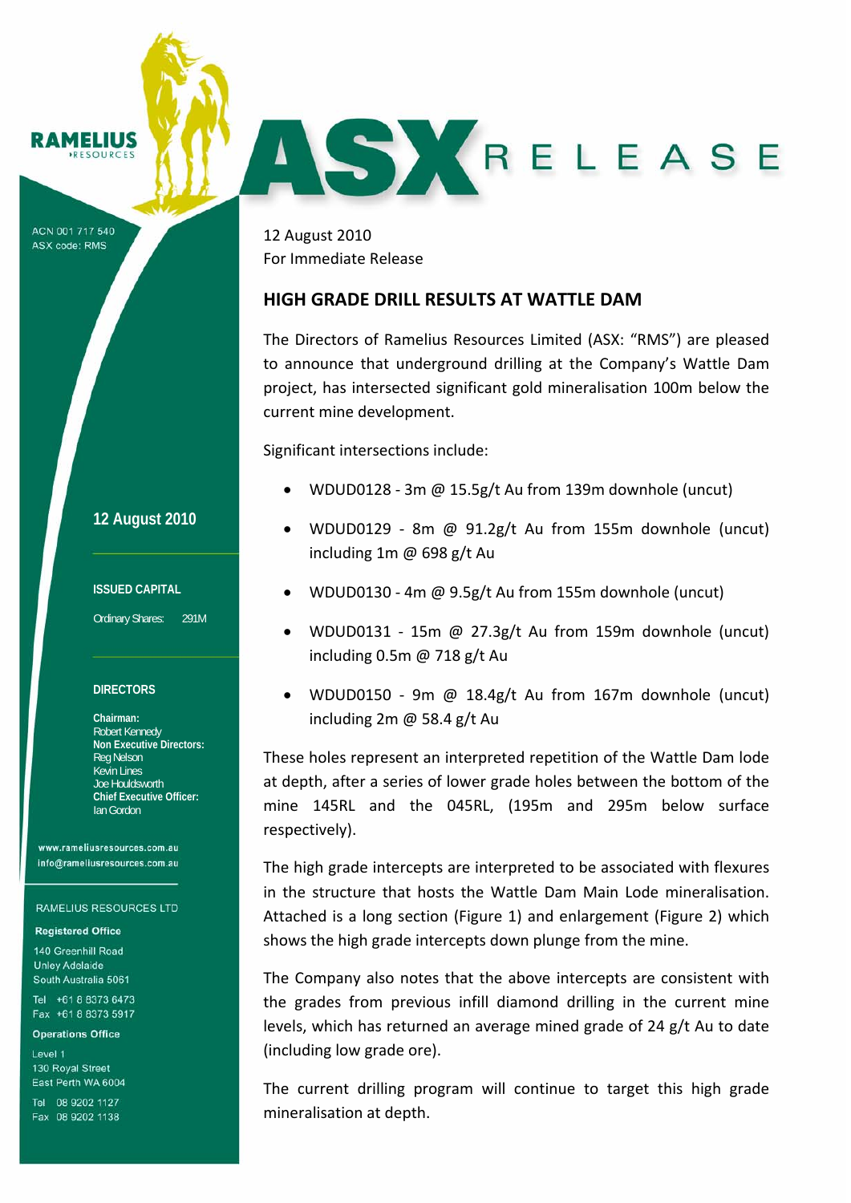RAMELIUS RESOURCES

# ASX RELEASE

ACN 001 717 540
ASX code: RMS

**12 August 2010**

**ISSUED CAPITAL**

Ordinary Shares: 291M

**DIRECTORS**

**Chairman:**
Robert Kennedy
**Non Executive Directors:**
Reg Nelson
Kevin Lines
Joe Houldsworth
**Chief Executive Officer:**
Ian Gordon

www.rameliusresources.com.au
info@rameliusresources.com.au

RAMELIUS RESOURCES LTD

**Registered Office**

140 Greenhill Road
Unley Adelaide
South Australia 5061

Tel +61 8 8373 6473
Fax +61 8 8373 5917

**Operations Office**

Level 1
130 Royal Street
East Perth WA 6004

Tel 08 9202 1127
Fax 08 9202 1138

12 August 2010
For Immediate Release

## HIGH GRADE DRILL RESULTS AT WATTLE DAM

The Directors of Ramelius Resources Limited (ASX: "RMS") are pleased to announce that underground drilling at the Company's Wattle Dam project, has intersected significant gold mineralisation 100m below the current mine development.

Significant intersections include:

- WDUD0128 - 3m @ 15.5g/t Au from 139m downhole (uncut)
- WDUD0129 - 8m @ 91.2g/t Au from 155m downhole (uncut) including 1m @ 698 g/t Au
- WDUD0130 - 4m @ 9.5g/t Au from 155m downhole (uncut)
- WDUD0131 - 15m @ 27.3g/t Au from 159m downhole (uncut) including 0.5m @ 718 g/t Au
- WDUD0150 - 9m @ 18.4g/t Au from 167m downhole (uncut) including 2m @ 58.4 g/t Au

These holes represent an interpreted repetition of the Wattle Dam lode at depth, after a series of lower grade holes between the bottom of the mine 145RL and the 045RL, (195m and 295m below surface respectively).

The high grade intercepts are interpreted to be associated with flexures in the structure that hosts the Wattle Dam Main Lode mineralisation. Attached is a long section (Figure 1) and enlargement (Figure 2) which shows the high grade intercepts down plunge from the mine.

The Company also notes that the above intercepts are consistent with the grades from previous infill diamond drilling in the current mine levels, which has returned an average mined grade of 24 g/t Au to date (including low grade ore).

The current drilling program will continue to target this high grade mineralisation at depth.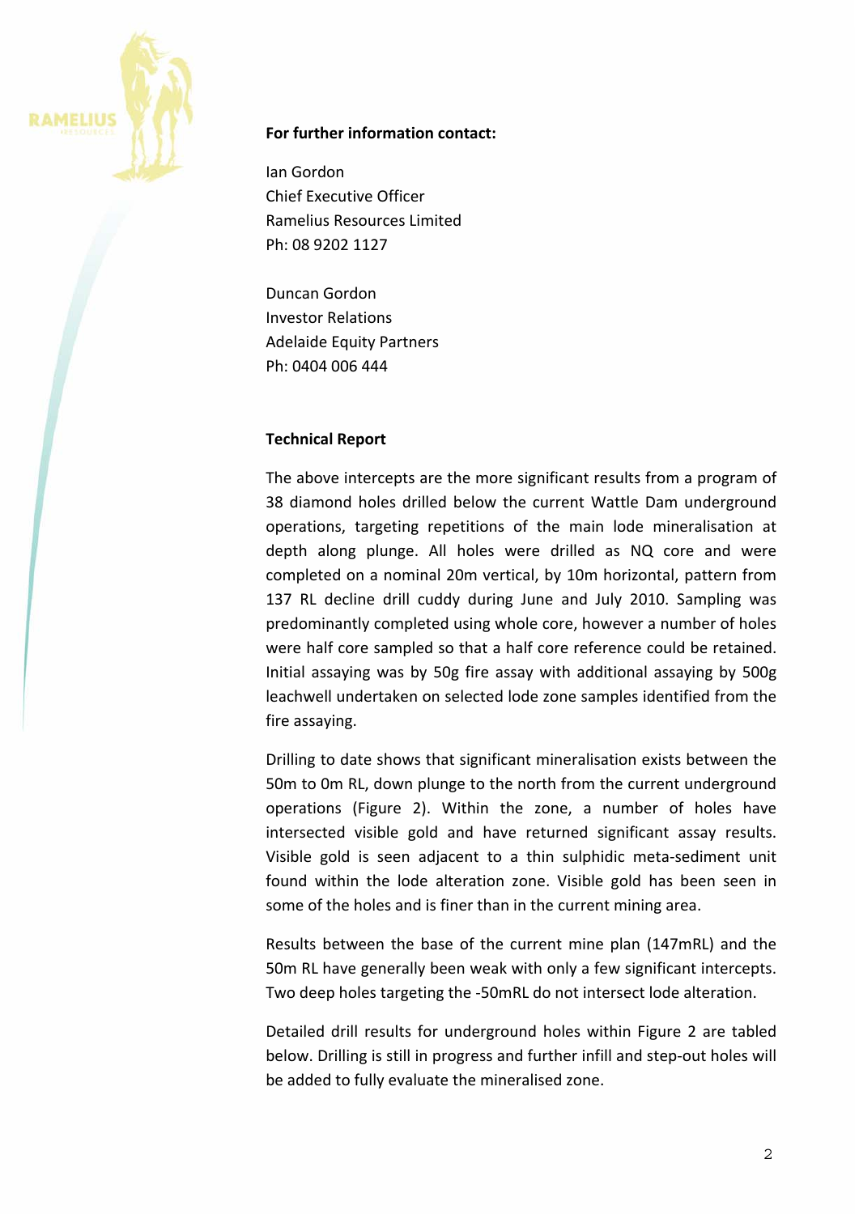**For further information contact:**

Ian Gordon
Chief Executive Officer
Ramelius Resources Limited
Ph: 08 9202 1127

Duncan Gordon
Investor Relations
Adelaide Equity Partners
Ph: 0404 006 444

**Technical Report**

The above intercepts are the more significant results from a program of 38 diamond holes drilled below the current Wattle Dam underground operations, targeting repetitions of the main lode mineralisation at depth along plunge. All holes were drilled as NQ core and were completed on a nominal 20m vertical, by 10m horizontal, pattern from 137 RL decline drill cuddy during June and July 2010. Sampling was predominantly completed using whole core, however a number of holes were half core sampled so that a half core reference could be retained. Initial assaying was by 50g fire assay with additional assaying by 500g leachwell undertaken on selected lode zone samples identified from the fire assaying.

Drilling to date shows that significant mineralisation exists between the 50m to 0m RL, down plunge to the north from the current underground operations (Figure 2). Within the zone, a number of holes have intersected visible gold and have returned significant assay results. Visible gold is seen adjacent to a thin sulphidic meta-sediment unit found within the lode alteration zone. Visible gold has been seen in some of the holes and is finer than in the current mining area.

Results between the base of the current mine plan (147mRL) and the 50m RL have generally been weak with only a few significant intercepts. Two deep holes targeting the -50mRL do not intersect lode alteration.

Detailed drill results for underground holes within Figure 2 are tabled below. Drilling is still in progress and further infill and step-out holes will be added to fully evaluate the mineralised zone.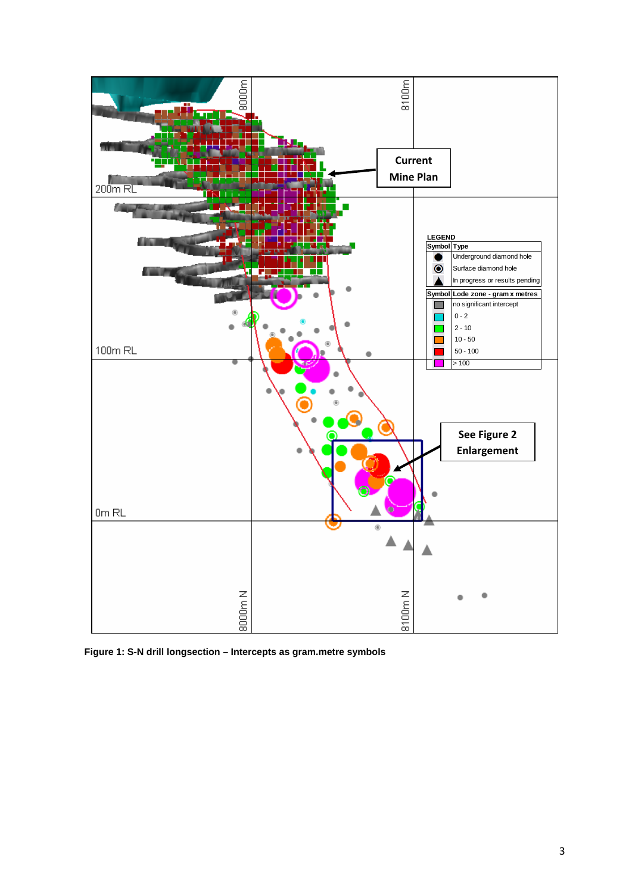Figure 1: S-N drill longsection – Intercepts as gram.metre symbols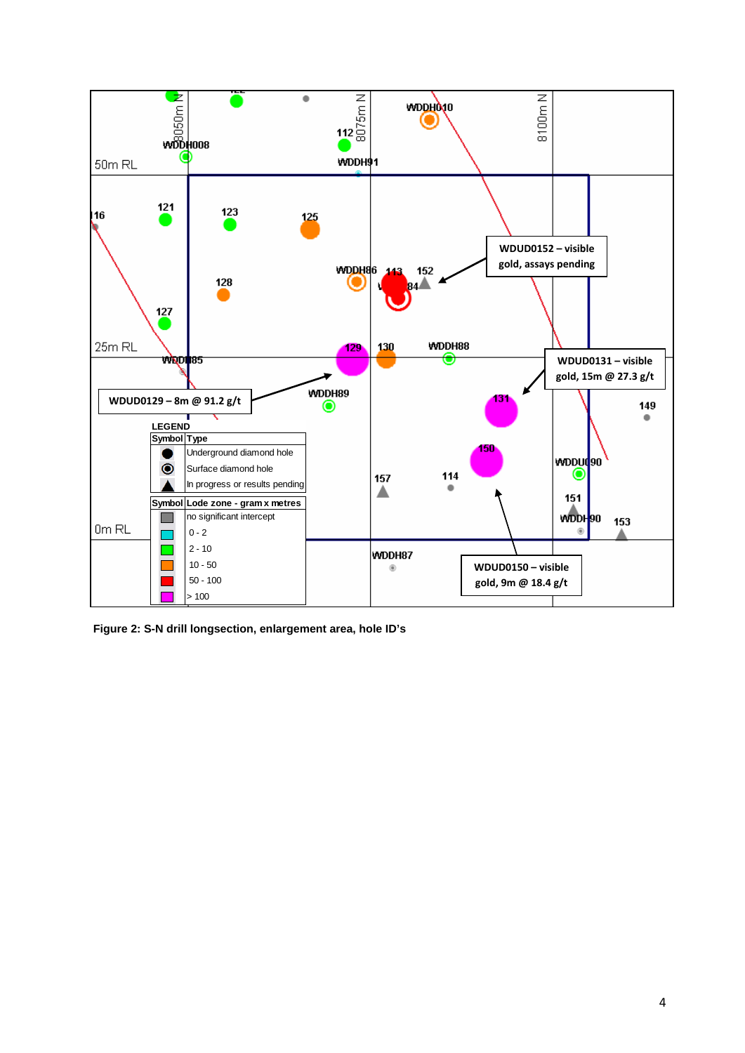WDUD0152 – visible gold, assays pending

WDUD0131 – visible gold, 15m @ 27.3 g/t

WDUD0129 – 8m @ 91.2 g/t

WDUD0150 – visible gold, 9m @ 18.4 g/t

LEGEND

| Symbol | Type |
|---|---|
| ● | Underground diamond hole |
| ◉ | Surface diamond hole |
| ▲ | In progress or results pending |

| Symbol | Lode zone - gram x metres |
|---|---|
| grey | no significant intercept |
| cyan | 0 - 2 |
| green | 2 - 10 |
| orange | 10 - 50 |
| red | 50 - 100 |
| magenta | > 100 |

**Figure 2: S-N drill longsection, enlargement area, hole ID's**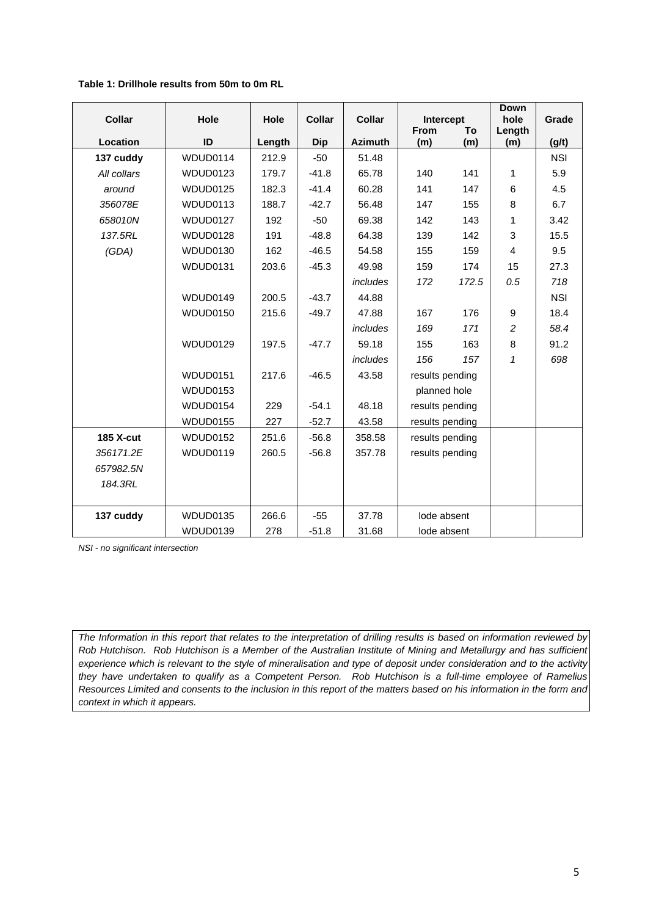**Table 1: Drillhole results from 50m to 0m RL**

| Collar Location | Hole ID | Hole Length | Collar Dip | Collar Azimuth | Intercept From (m) | Intercept To (m) | Down hole Length (m) | Grade (g/t) |
|---|---|---|---|---|---|---|---|---|
| **137 cuddy** | WDUD0114 | 212.9 | -50 | 51.48 | | | | NSI |
| *All collars* | WDUD0123 | 179.7 | -41.8 | 65.78 | 140 | 141 | 1 | 5.9 |
| *around* | WDUD0125 | 182.3 | -41.4 | 60.28 | 141 | 147 | 6 | 4.5 |
| *356078E* | WDUD0113 | 188.7 | -42.7 | 56.48 | 147 | 155 | 8 | 6.7 |
| *658010N* | WDUD0127 | 192 | -50 | 69.38 | 142 | 143 | 1 | 3.42 |
| *137.5RL* | WDUD0128 | 191 | -48.8 | 64.38 | 139 | 142 | 3 | 15.5 |
| *(GDA)* | WDUD0130 | 162 | -46.5 | 54.58 | 155 | 159 | 4 | 9.5 |
| | WDUD0131 | 203.6 | -45.3 | 49.98 | 159 | 174 | 15 | 27.3 |
| | | | | *includes* | *172* | *172.5* | *0.5* | *718* |
| | WDUD0149 | 200.5 | -43.7 | 44.88 | | | | NSI |
| | WDUD0150 | 215.6 | -49.7 | 47.88 | 167 | 176 | 9 | 18.4 |
| | | | | *includes* | *169* | *171* | *2* | *58.4* |
| | WDUD0129 | 197.5 | -47.7 | 59.18 | 155 | 163 | 8 | 91.2 |
| | | | | *includes* | *156* | *157* | *1* | *698* |
| | WDUD0151 | 217.6 | -46.5 | 43.58 | results pending | | | |
| | WDUD0153 | | | | planned hole | | | |
| | WDUD0154 | 229 | -54.1 | 48.18 | results pending | | | |
| | WDUD0155 | 227 | -52.7 | 43.58 | results pending | | | |
| **185 X-cut** | WDUD0152 | 251.6 | -56.8 | 358.58 | results pending | | | |
| *356171.2E* | WDUD0119 | 260.5 | -56.8 | 357.78 | results pending | | | |
| *657982.5N* | | | | | | | | |
| *184.3RL* | | | | | | | | |
| **137 cuddy** | WDUD0135 | 266.6 | -55 | 37.78 | lode absent | | | |
| | WDUD0139 | 278 | -51.8 | 31.68 | lode absent | | | |

*NSI - no significant intersection*

*The Information in this report that relates to the interpretation of drilling results is based on information reviewed by Rob Hutchison. Rob Hutchison is a Member of the Australian Institute of Mining and Metallurgy and has sufficient experience which is relevant to the style of mineralisation and type of deposit under consideration and to the activity they have undertaken to qualify as a Competent Person. Rob Hutchison is a full-time employee of Ramelius Resources Limited and consents to the inclusion in this report of the matters based on his information in the form and context in which it appears.*